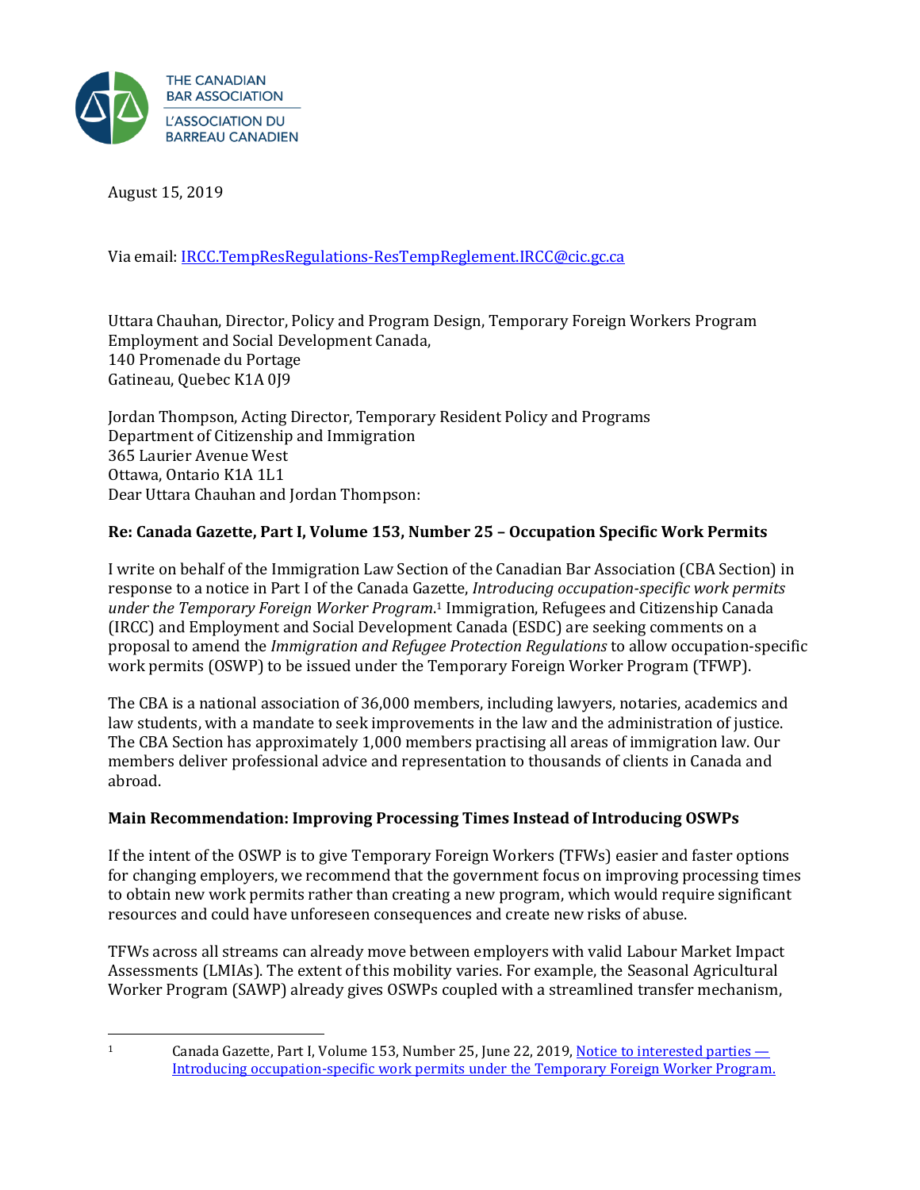THE CANADIAN BAR ASSOCIATION
L'ASSOCIATION DU BARREAU CANADIEN

August 15, 2019

Via email: IRCC.TempResRegulations-ResTempReglement.IRCC@cic.gc.ca

Uttara Chauhan, Director, Policy and Program Design, Temporary Foreign Workers Program
Employment and Social Development Canada,
140 Promenade du Portage
Gatineau, Quebec K1A 0J9

Jordan Thompson, Acting Director, Temporary Resident Policy and Programs
Department of Citizenship and Immigration
365 Laurier Avenue West
Ottawa, Ontario K1A 1L1
Dear Uttara Chauhan and Jordan Thompson:

**Re: Canada Gazette, Part I, Volume 153, Number 25 – Occupation Specific Work Permits**

I write on behalf of the Immigration Law Section of the Canadian Bar Association (CBA Section) in response to a notice in Part I of the Canada Gazette, *Introducing occupation-specific work permits under the Temporary Foreign Worker Program*.[1] Immigration, Refugees and Citizenship Canada (IRCC) and Employment and Social Development Canada (ESDC) are seeking comments on a proposal to amend the *Immigration and Refugee Protection Regulations* to allow occupation-specific work permits (OSWP) to be issued under the Temporary Foreign Worker Program (TFWP).

The CBA is a national association of 36,000 members, including lawyers, notaries, academics and law students, with a mandate to seek improvements in the law and the administration of justice. The CBA Section has approximately 1,000 members practising all areas of immigration law. Our members deliver professional advice and representation to thousands of clients in Canada and abroad.

**Main Recommendation: Improving Processing Times Instead of Introducing OSWPs**

If the intent of the OSWP is to give Temporary Foreign Workers (TFWs) easier and faster options for changing employers, we recommend that the government focus on improving processing times to obtain new work permits rather than creating a new program, which would require significant resources and could have unforeseen consequences and create new risks of abuse.

TFWs across all streams can already move between employers with valid Labour Market Impact Assessments (LMIAs). The extent of this mobility varies. For example, the Seasonal Agricultural Worker Program (SAWP) already gives OSWPs coupled with a streamlined transfer mechanism,

[1] Canada Gazette, Part I, Volume 153, Number 25, June 22, 2019, Notice to interested parties — Introducing occupation-specific work permits under the Temporary Foreign Worker Program.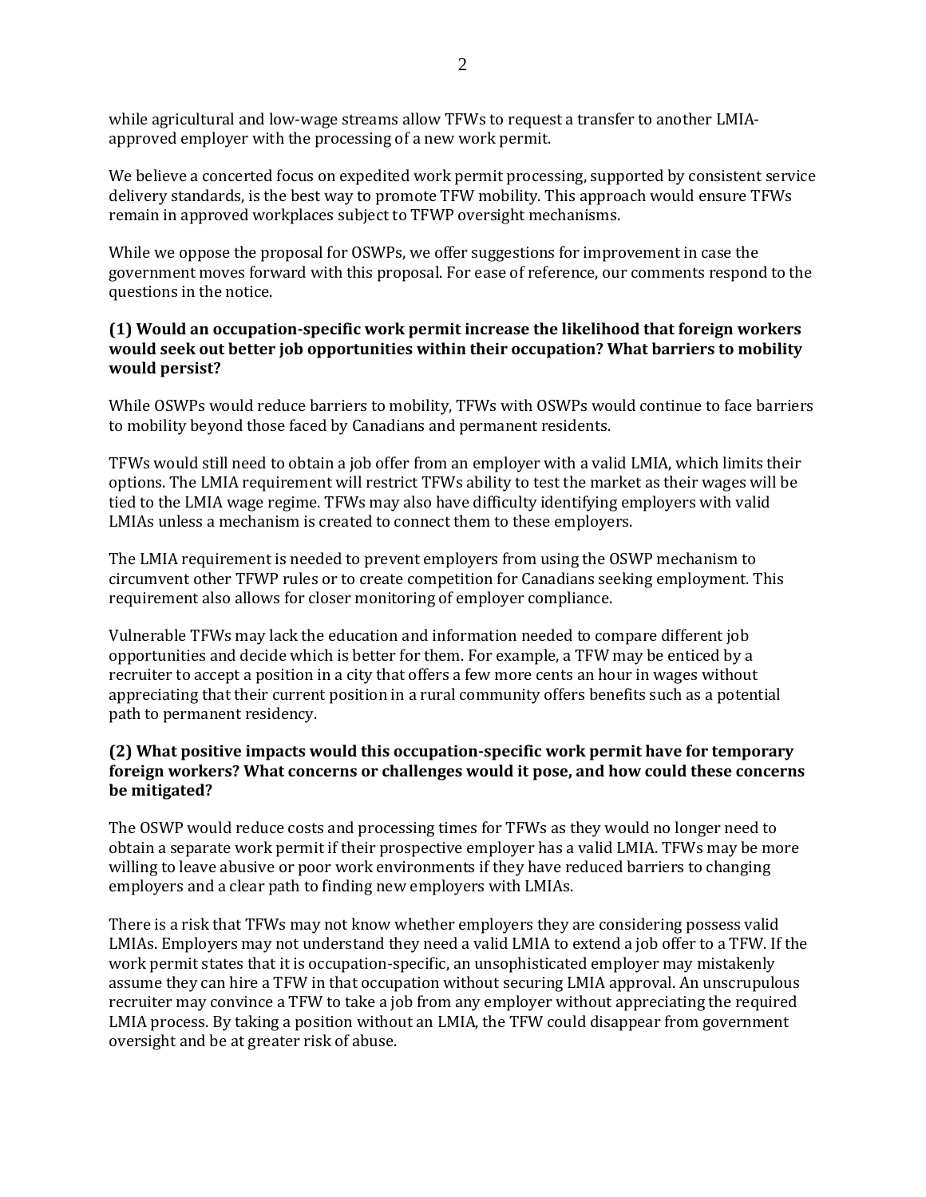while agricultural and low-wage streams allow TFWs to request a transfer to another LMIA-approved employer with the processing of a new work permit.

We believe a concerted focus on expedited work permit processing, supported by consistent service delivery standards, is the best way to promote TFW mobility. This approach would ensure TFWs remain in approved workplaces subject to TFWP oversight mechanisms.

While we oppose the proposal for OSWPs, we offer suggestions for improvement in case the government moves forward with this proposal. For ease of reference, our comments respond to the questions in the notice.

**(1) Would an occupation-specific work permit increase the likelihood that foreign workers would seek out better job opportunities within their occupation? What barriers to mobility would persist?**

While OSWPs would reduce barriers to mobility, TFWs with OSWPs would continue to face barriers to mobility beyond those faced by Canadians and permanent residents.

TFWs would still need to obtain a job offer from an employer with a valid LMIA, which limits their options. The LMIA requirement will restrict TFWs ability to test the market as their wages will be tied to the LMIA wage regime. TFWs may also have difficulty identifying employers with valid LMIAs unless a mechanism is created to connect them to these employers.

The LMIA requirement is needed to prevent employers from using the OSWP mechanism to circumvent other TFWP rules or to create competition for Canadians seeking employment. This requirement also allows for closer monitoring of employer compliance.

Vulnerable TFWs may lack the education and information needed to compare different job opportunities and decide which is better for them. For example, a TFW may be enticed by a recruiter to accept a position in a city that offers a few more cents an hour in wages without appreciating that their current position in a rural community offers benefits such as a potential path to permanent residency.

**(2) What positive impacts would this occupation-specific work permit have for temporary foreign workers? What concerns or challenges would it pose, and how could these concerns be mitigated?**

The OSWP would reduce costs and processing times for TFWs as they would no longer need to obtain a separate work permit if their prospective employer has a valid LMIA. TFWs may be more willing to leave abusive or poor work environments if they have reduced barriers to changing employers and a clear path to finding new employers with LMIAs.

There is a risk that TFWs may not know whether employers they are considering possess valid LMIAs. Employers may not understand they need a valid LMIA to extend a job offer to a TFW. If the work permit states that it is occupation-specific, an unsophisticated employer may mistakenly assume they can hire a TFW in that occupation without securing LMIA approval. An unscrupulous recruiter may convince a TFW to take a job from any employer without appreciating the required LMIA process. By taking a position without an LMIA, the TFW could disappear from government oversight and be at greater risk of abuse.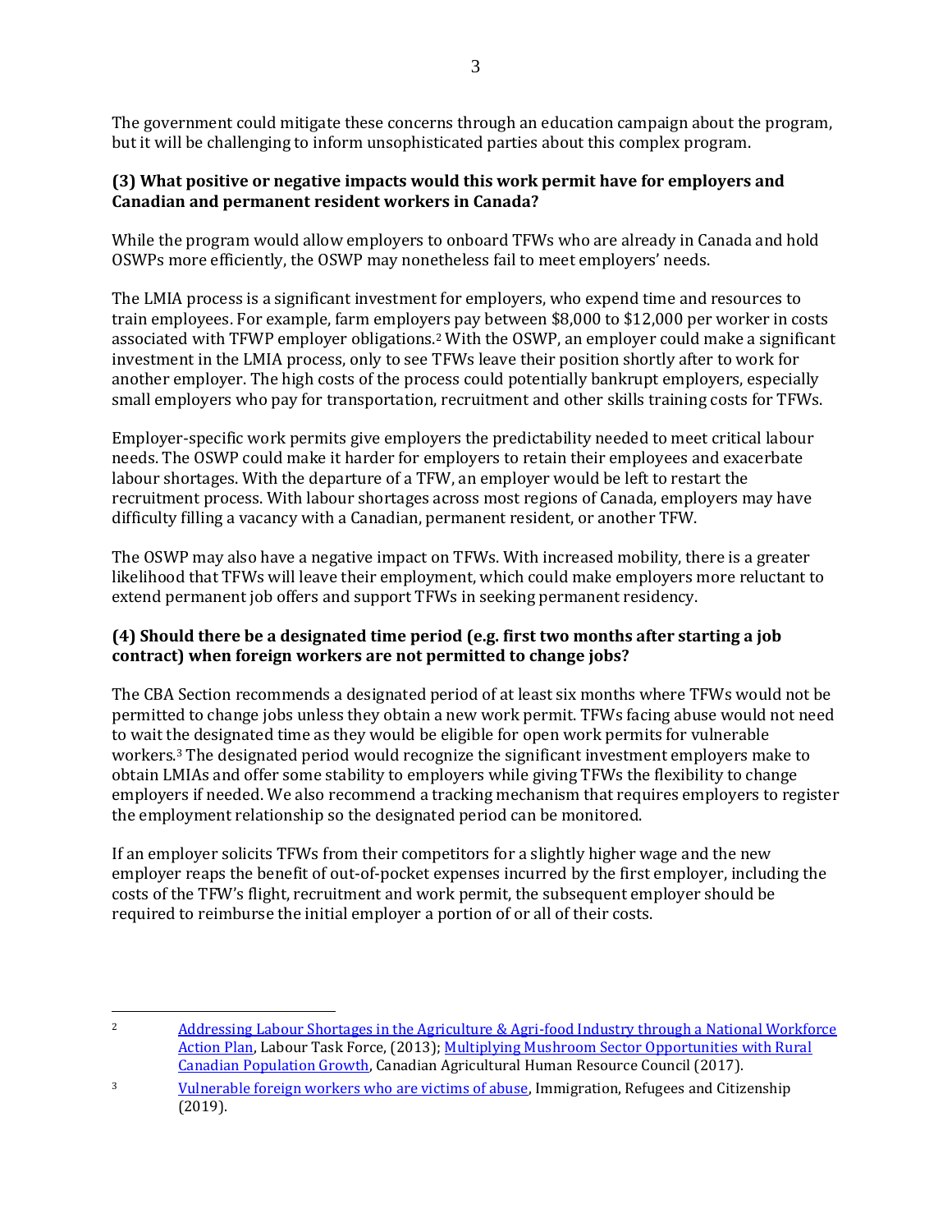The government could mitigate these concerns through an education campaign about the program, but it will be challenging to inform unsophisticated parties about this complex program.

### (3) What positive or negative impacts would this work permit have for employers and Canadian and permanent resident workers in Canada?

While the program would allow employers to onboard TFWs who are already in Canada and hold OSWPs more efficiently, the OSWP may nonetheless fail to meet employers' needs.

The LMIA process is a significant investment for employers, who expend time and resources to train employees. For example, farm employers pay between $8,000 to $12,000 per worker in costs associated with TFWP employer obligations.[2] With the OSWP, an employer could make a significant investment in the LMIA process, only to see TFWs leave their position shortly after to work for another employer. The high costs of the process could potentially bankrupt employers, especially small employers who pay for transportation, recruitment and other skills training costs for TFWs.

Employer-specific work permits give employers the predictability needed to meet critical labour needs. The OSWP could make it harder for employers to retain their employees and exacerbate labour shortages. With the departure of a TFW, an employer would be left to restart the recruitment process. With labour shortages across most regions of Canada, employers may have difficulty filling a vacancy with a Canadian, permanent resident, or another TFW.

The OSWP may also have a negative impact on TFWs. With increased mobility, there is a greater likelihood that TFWs will leave their employment, which could make employers more reluctant to extend permanent job offers and support TFWs in seeking permanent residency.

### (4) Should there be a designated time period (e.g. first two months after starting a job contract) when foreign workers are not permitted to change jobs?

The CBA Section recommends a designated period of at least six months where TFWs would not be permitted to change jobs unless they obtain a new work permit. TFWs facing abuse would not need to wait the designated time as they would be eligible for open work permits for vulnerable workers.[3] The designated period would recognize the significant investment employers make to obtain LMIAs and offer some stability to employers while giving TFWs the flexibility to change employers if needed. We also recommend a tracking mechanism that requires employers to register the employment relationship so the designated period can be monitored.

If an employer solicits TFWs from their competitors for a slightly higher wage and the new employer reaps the benefit of out-of-pocket expenses incurred by the first employer, including the costs of the TFW's flight, recruitment and work permit, the subsequent employer should be required to reimburse the initial employer a portion of or all of their costs.

---

[2] Addressing Labour Shortages in the Agriculture & Agri-food Industry through a National Workforce Action Plan, Labour Task Force, (2013); Multiplying Mushroom Sector Opportunities with Rural Canadian Population Growth, Canadian Agricultural Human Resource Council (2017).

[3] Vulnerable foreign workers who are victims of abuse, Immigration, Refugees and Citizenship (2019).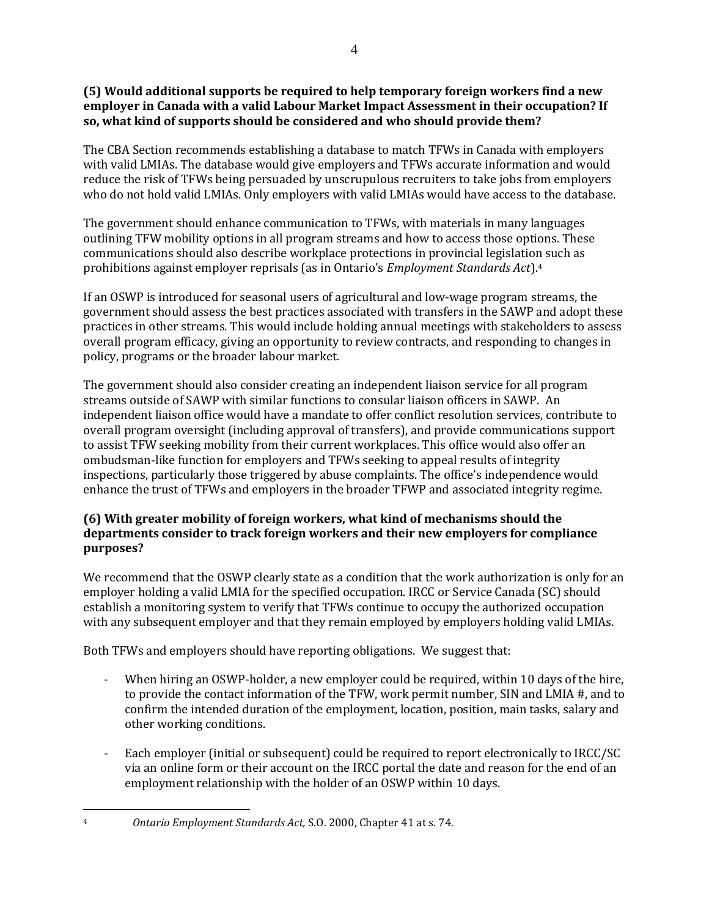**(5) Would additional supports be required to help temporary foreign workers find a new employer in Canada with a valid Labour Market Impact Assessment in their occupation? If so, what kind of supports should be considered and who should provide them?**

The CBA Section recommends establishing a database to match TFWs in Canada with employers with valid LMIAs. The database would give employers and TFWs accurate information and would reduce the risk of TFWs being persuaded by unscrupulous recruiters to take jobs from employers who do not hold valid LMIAs. Only employers with valid LMIAs would have access to the database.

The government should enhance communication to TFWs, with materials in many languages outlining TFW mobility options in all program streams and how to access those options. These communications should also describe workplace protections in provincial legislation such as prohibitions against employer reprisals (as in Ontario's *Employment Standards Act*).[4]

If an OSWP is introduced for seasonal users of agricultural and low-wage program streams, the government should assess the best practices associated with transfers in the SAWP and adopt these practices in other streams. This would include holding annual meetings with stakeholders to assess overall program efficacy, giving an opportunity to review contracts, and responding to changes in policy, programs or the broader labour market.

The government should also consider creating an independent liaison service for all program streams outside of SAWP with similar functions to consular liaison officers in SAWP. An independent liaison office would have a mandate to offer conflict resolution services, contribute to overall program oversight (including approval of transfers), and provide communications support to assist TFW seeking mobility from their current workplaces. This office would also offer an ombudsman-like function for employers and TFWs seeking to appeal results of integrity inspections, particularly those triggered by abuse complaints. The office's independence would enhance the trust of TFWs and employers in the broader TFWP and associated integrity regime.

**(6) With greater mobility of foreign workers, what kind of mechanisms should the departments consider to track foreign workers and their new employers for compliance purposes?**

We recommend that the OSWP clearly state as a condition that the work authorization is only for an employer holding a valid LMIA for the specified occupation. IRCC or Service Canada (SC) should establish a monitoring system to verify that TFWs continue to occupy the authorized occupation with any subsequent employer and that they remain employed by employers holding valid LMIAs.

Both TFWs and employers should have reporting obligations. We suggest that:

- When hiring an OSWP-holder, a new employer could be required, within 10 days of the hire, to provide the contact information of the TFW, work permit number, SIN and LMIA #, and to confirm the intended duration of the employment, location, position, main tasks, salary and other working conditions.

- Each employer (initial or subsequent) could be required to report electronically to IRCC/SC via an online form or their account on the IRCC portal the date and reason for the end of an employment relationship with the holder of an OSWP within 10 days.

---

[4] *Ontario Employment Standards Act,* S.O. 2000, Chapter 41 at s. 74.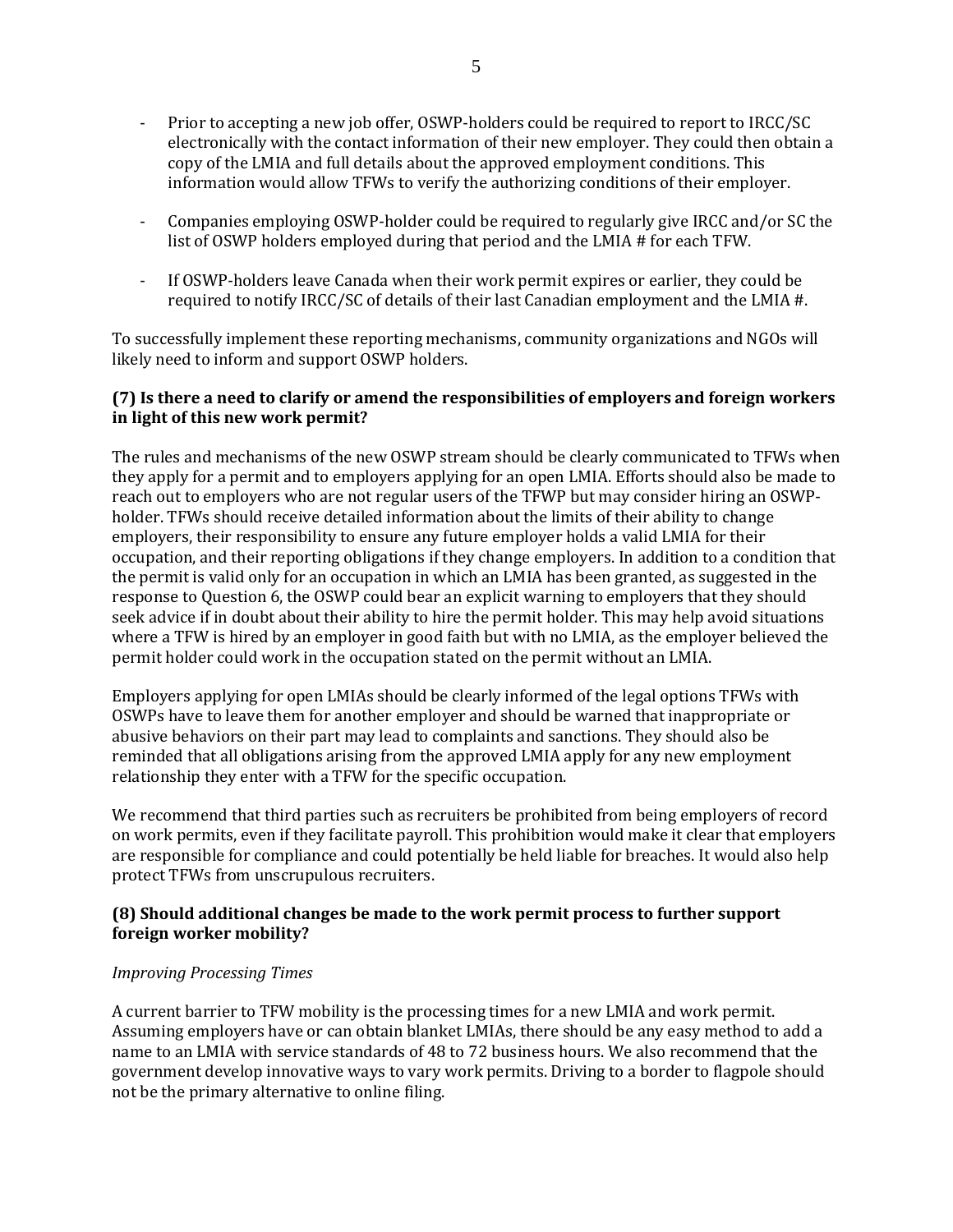- Prior to accepting a new job offer, OSWP-holders could be required to report to IRCC/SC electronically with the contact information of their new employer. They could then obtain a copy of the LMIA and full details about the approved employment conditions. This information would allow TFWs to verify the authorizing conditions of their employer.

- Companies employing OSWP-holder could be required to regularly give IRCC and/or SC the list of OSWP holders employed during that period and the LMIA # for each TFW.

- If OSWP-holders leave Canada when their work permit expires or earlier, they could be required to notify IRCC/SC of details of their last Canadian employment and the LMIA #.

To successfully implement these reporting mechanisms, community organizations and NGOs will likely need to inform and support OSWP holders.

### (7) Is there a need to clarify or amend the responsibilities of employers and foreign workers in light of this new work permit?

The rules and mechanisms of the new OSWP stream should be clearly communicated to TFWs when they apply for a permit and to employers applying for an open LMIA. Efforts should also be made to reach out to employers who are not regular users of the TFWP but may consider hiring an OSWP-holder. TFWs should receive detailed information about the limits of their ability to change employers, their responsibility to ensure any future employer holds a valid LMIA for their occupation, and their reporting obligations if they change employers. In addition to a condition that the permit is valid only for an occupation in which an LMIA has been granted, as suggested in the response to Question 6, the OSWP could bear an explicit warning to employers that they should seek advice if in doubt about their ability to hire the permit holder. This may help avoid situations where a TFW is hired by an employer in good faith but with no LMIA, as the employer believed the permit holder could work in the occupation stated on the permit without an LMIA.

Employers applying for open LMIAs should be clearly informed of the legal options TFWs with OSWPs have to leave them for another employer and should be warned that inappropriate or abusive behaviors on their part may lead to complaints and sanctions. They should also be reminded that all obligations arising from the approved LMIA apply for any new employment relationship they enter with a TFW for the specific occupation.

We recommend that third parties such as recruiters be prohibited from being employers of record on work permits, even if they facilitate payroll. This prohibition would make it clear that employers are responsible for compliance and could potentially be held liable for breaches. It would also help protect TFWs from unscrupulous recruiters.

### (8) Should additional changes be made to the work permit process to further support foreign worker mobility?

*Improving Processing Times*

A current barrier to TFW mobility is the processing times for a new LMIA and work permit. Assuming employers have or can obtain blanket LMIAs, there should be any easy method to add a name to an LMIA with service standards of 48 to 72 business hours. We also recommend that the government develop innovative ways to vary work permits. Driving to a border to flagpole should not be the primary alternative to online filing.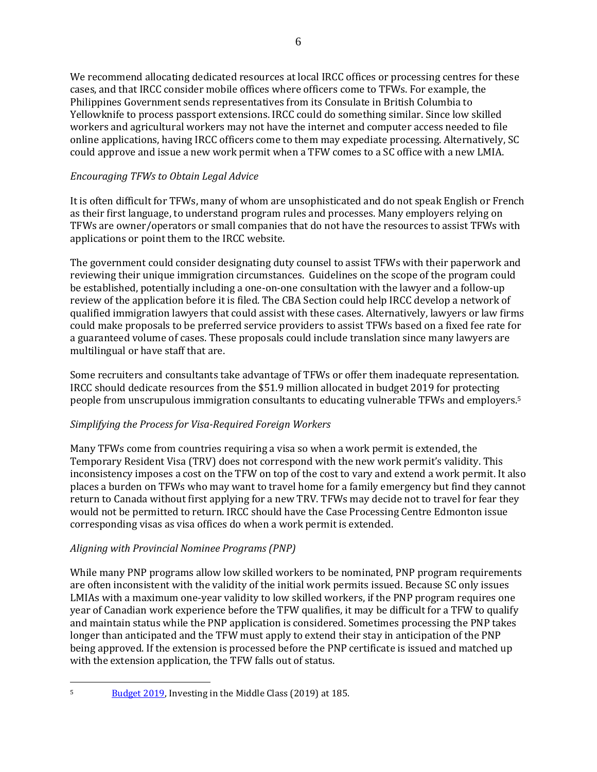We recommend allocating dedicated resources at local IRCC offices or processing centres for these cases, and that IRCC consider mobile offices where officers come to TFWs. For example, the Philippines Government sends representatives from its Consulate in British Columbia to Yellowknife to process passport extensions. IRCC could do something similar. Since low skilled workers and agricultural workers may not have the internet and computer access needed to file online applications, having IRCC officers come to them may expedite processing. Alternatively, SC could approve and issue a new work permit when a TFW comes to a SC office with a new LMIA.

### *Encouraging TFWs to Obtain Legal Advice*

It is often difficult for TFWs, many of whom are unsophisticated and do not speak English or French as their first language, to understand program rules and processes. Many employers relying on TFWs are owner/operators or small companies that do not have the resources to assist TFWs with applications or point them to the IRCC website.

The government could consider designating duty counsel to assist TFWs with their paperwork and reviewing their unique immigration circumstances. Guidelines on the scope of the program could be established, potentially including a one-on-one consultation with the lawyer and a follow-up review of the application before it is filed. The CBA Section could help IRCC develop a network of qualified immigration lawyers that could assist with these cases. Alternatively, lawyers or law firms could make proposals to be preferred service providers to assist TFWs based on a fixed fee rate for a guaranteed volume of cases. These proposals could include translation since many lawyers are multilingual or have staff that are.

Some recruiters and consultants take advantage of TFWs or offer them inadequate representation. IRCC should dedicate resources from the $51.9 million allocated in budget 2019 for protecting people from unscrupulous immigration consultants to educating vulnerable TFWs and employers.[5]

### *Simplifying the Process for Visa-Required Foreign Workers*

Many TFWs come from countries requiring a visa so when a work permit is extended, the Temporary Resident Visa (TRV) does not correspond with the new work permit's validity. This inconsistency imposes a cost on the TFW on top of the cost to vary and extend a work permit. It also places a burden on TFWs who may want to travel home for a family emergency but find they cannot return to Canada without first applying for a new TRV. TFWs may decide not to travel for fear they would not be permitted to return. IRCC should have the Case Processing Centre Edmonton issue corresponding visas as visa offices do when a work permit is extended.

### *Aligning with Provincial Nominee Programs (PNP)*

While many PNP programs allow low skilled workers to be nominated, PNP program requirements are often inconsistent with the validity of the initial work permits issued. Because SC only issues LMIAs with a maximum one-year validity to low skilled workers, if the PNP program requires one year of Canadian work experience before the TFW qualifies, it may be difficult for a TFW to qualify and maintain status while the PNP application is considered. Sometimes processing the PNP takes longer than anticipated and the TFW must apply to extend their stay in anticipation of the PNP being approved. If the extension is processed before the PNP certificate is issued and matched up with the extension application, the TFW falls out of status.

---

[5] Budget 2019, Investing in the Middle Class (2019) at 185.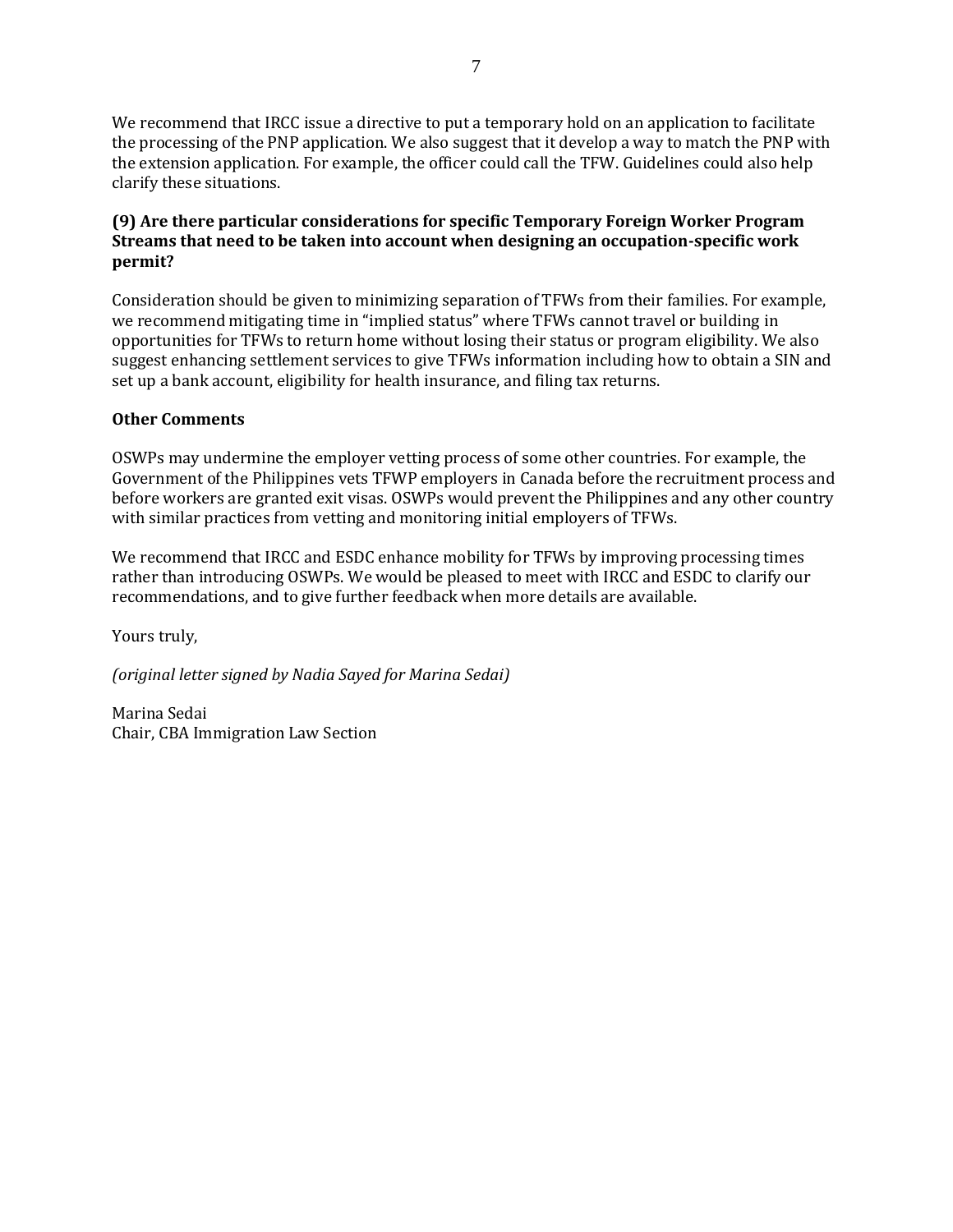We recommend that IRCC issue a directive to put a temporary hold on an application to facilitate the processing of the PNP application. We also suggest that it develop a way to match the PNP with the extension application. For example, the officer could call the TFW. Guidelines could also help clarify these situations.

**(9) Are there particular considerations for specific Temporary Foreign Worker Program Streams that need to be taken into account when designing an occupation-specific work permit?**

Consideration should be given to minimizing separation of TFWs from their families. For example, we recommend mitigating time in "implied status" where TFWs cannot travel or building in opportunities for TFWs to return home without losing their status or program eligibility. We also suggest enhancing settlement services to give TFWs information including how to obtain a SIN and set up a bank account, eligibility for health insurance, and filing tax returns.

**Other Comments**

OSWPs may undermine the employer vetting process of some other countries. For example, the Government of the Philippines vets TFWP employers in Canada before the recruitment process and before workers are granted exit visas. OSWPs would prevent the Philippines and any other country with similar practices from vetting and monitoring initial employers of TFWs.

We recommend that IRCC and ESDC enhance mobility for TFWs by improving processing times rather than introducing OSWPs. We would be pleased to meet with IRCC and ESDC to clarify our recommendations, and to give further feedback when more details are available.

Yours truly,

*(original letter signed by Nadia Sayed for Marina Sedai)*

Marina Sedai
Chair, CBA Immigration Law Section